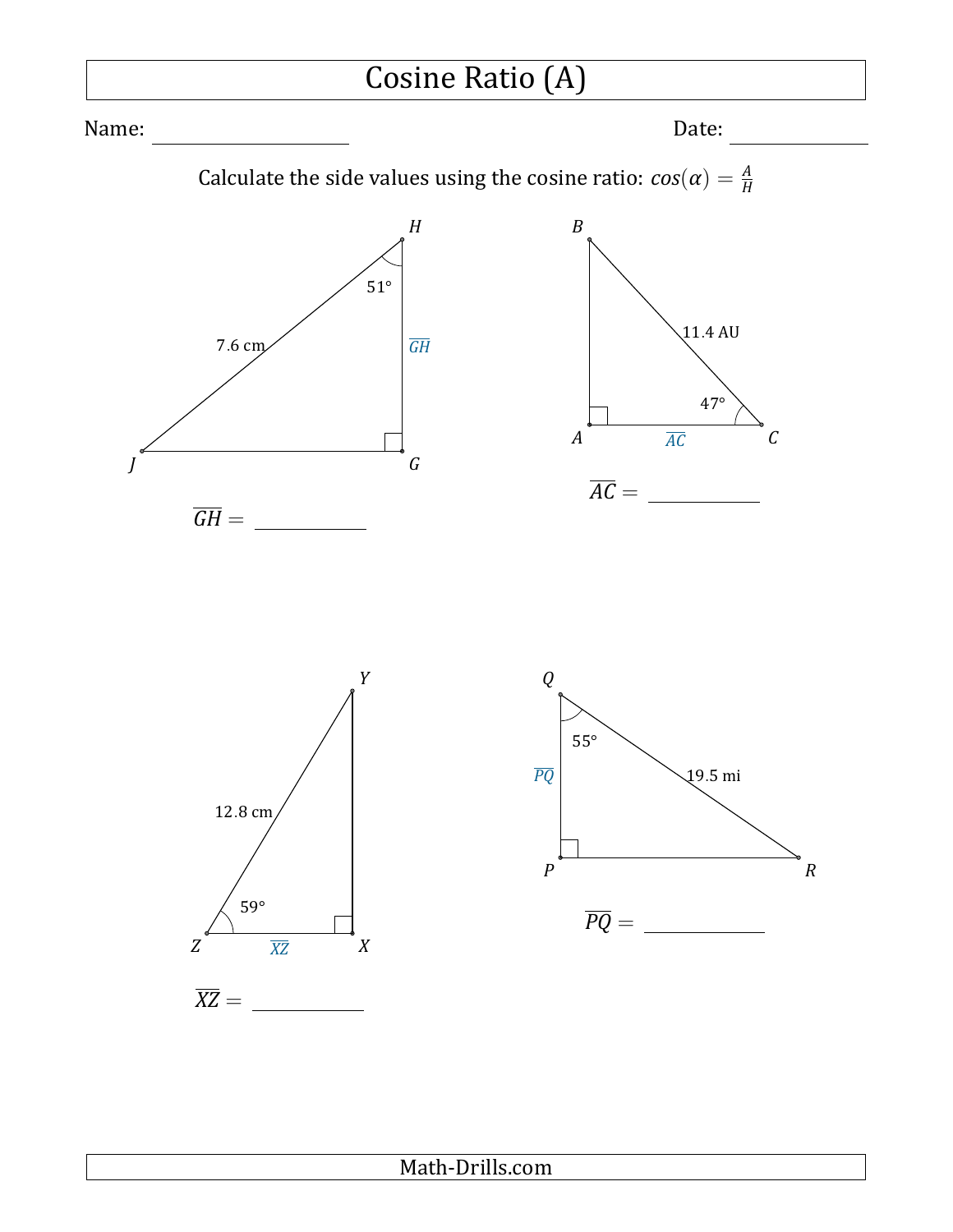# Cosine Ratio (A)

Name: \_\_\_\_\_\_\_\_\_\_\_\_\_\_\_\_ Date: \_\_\_\_\_\_\_\_\_\_\_\_

Calculate the side values using the cosine ratio: $cos(\alpha) = \frac{A}{H}$

H

51°

7.6 cm

$\overline{GH}$

J G

$\overline{GH} =$ \_\_\_\_\_\_\_\_\_\_

B

11.4 AU

47°

A $\overline{AC}$ C

$\overline{AC} =$ \_\_\_\_\_\_\_\_\_\_

Y

12.8 cm

59°

Z $\overline{XZ}$ X

$\overline{XZ} =$ \_\_\_\_\_\_\_\_\_\_

Q

55°

$\overline{PQ}$

19.5 mi

P R

$\overline{PQ} =$ \_\_\_\_\_\_\_\_\_\_

Math-Drills.com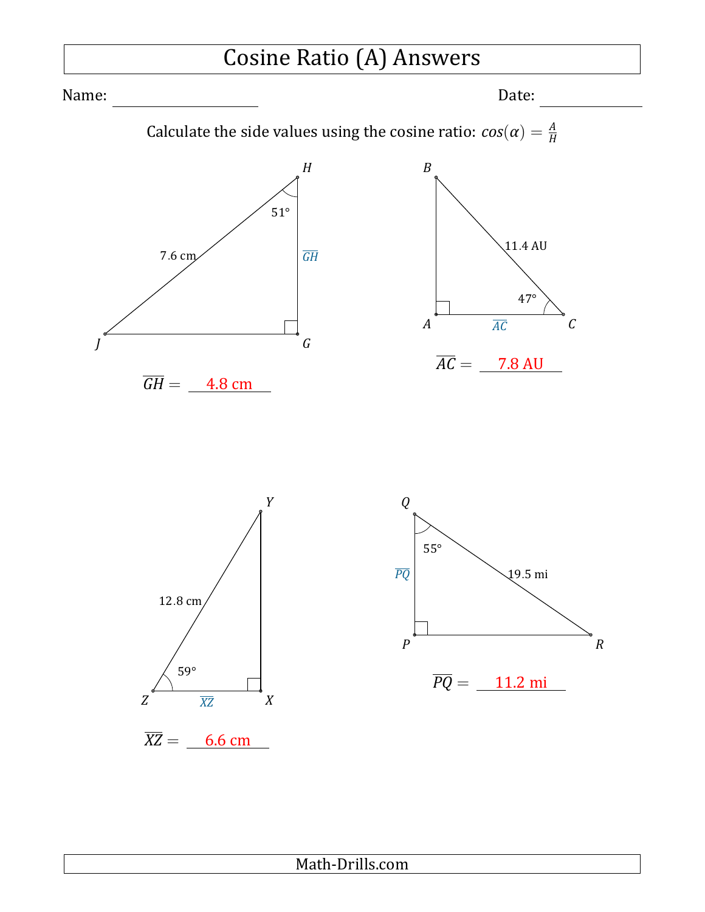# Cosine Ratio (A) Answers

Name: ____________________ Date: ____________

Calculate the side values using the cosine ratio: $cos(\alpha) = \frac{A}{H}$

Triangle $JGH$: $\overline{JH}$ = 7.6 cm, angle at $H$ = 51°, right angle at $G$.

$\overline{GH} =$ 4.8 cm

Triangle $ABC$: $\overline{BC}$ = 11.4 AU, angle at $C$ = 47°, right angle at $A$.

$\overline{AC} =$ 7.8 AU

Triangle $XYZ$: $\overline{YZ}$ = 12.8 cm, angle at $Z$ = 59°, right angle at $X$.

$\overline{XZ} =$ 6.6 cm

Triangle $PQR$: $\overline{QR}$ = 19.5 mi, angle at $Q$ = 55°, right angle at $P$.

$\overline{PQ} =$ 11.2 mi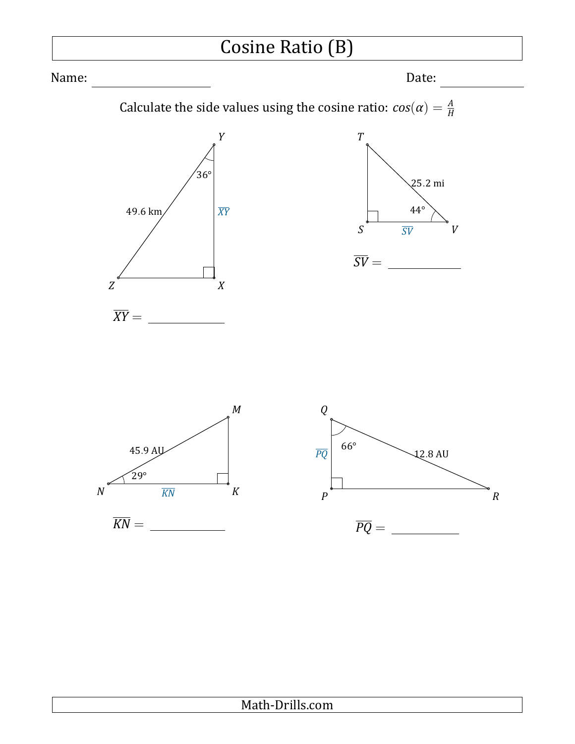# Cosine Ratio (B)

Name: ____________________ Date: ____________

Calculate the side values using the cosine ratio: $cos(\alpha) = \frac{A}{H}$

Triangle $XYZ$: right angle at $X$, angle at $Y$ = 36°, $\overline{YZ}$ = 49.6 km

$\overline{XY} =$ ____________

Triangle $STV$: right angle at $S$, angle at $V$ = 44°, $\overline{TV}$ = 25.2 mi

$\overline{SV} =$ ____________

Triangle $KMN$: right angle at $K$, angle at $N$ = 29°, $\overline{MN}$ = 45.9 AU

$\overline{KN} =$ ____________

Triangle $PQR$: right angle at $P$, angle at $Q$ = 66°, $\overline{QR}$ = 12.8 AU

$\overline{PQ} =$ ____________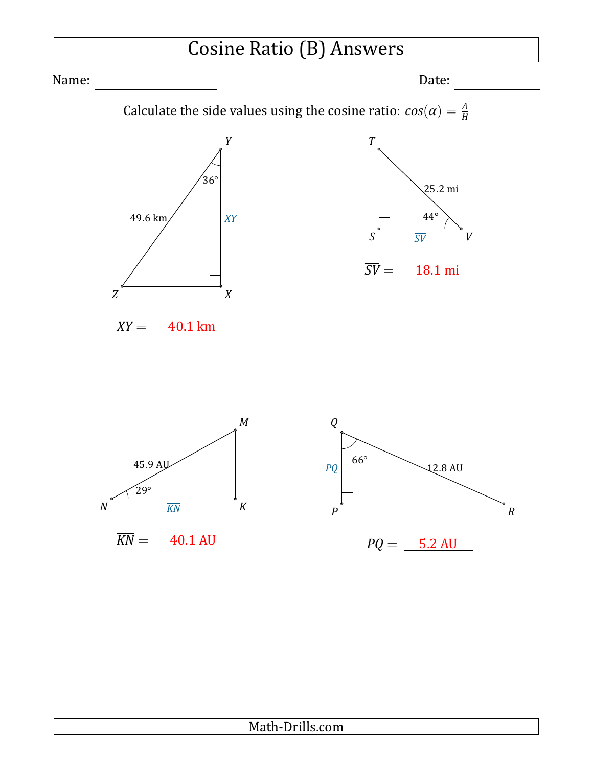# Cosine Ratio (B) Answers

Name: ____________________ Date: ______________

Calculate the side values using the cosine ratio: $cos(\alpha) = \frac{A}{H}$

Y, 36°, 49.6 km, $\overline{XY}$, Z, X

$\overline{XY} =$ 40.1 km

T, 25.2 mi, 44°, S, $\overline{SV}$, V

$\overline{SV} =$ 18.1 mi

M, 45.9 AU, 29°, N, $\overline{KN}$, K

$\overline{KN} =$ 40.1 AU

Q, 66°, $\overline{PQ}$, 12.8 AU, P, R

$\overline{PQ} =$ 5.2 AU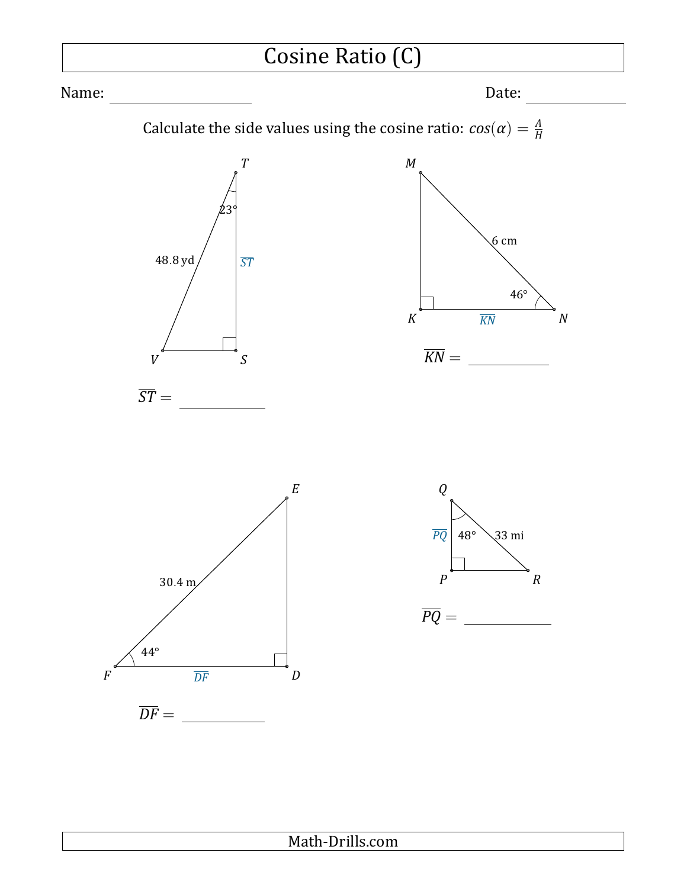# Cosine Ratio (C)

Name: ____________________ Date: ____________

Calculate the side values using the cosine ratio: $cos(\alpha) = \frac{A}{H}$

T, 23°, 48.8 yd, $\overline{ST}$, V, S

$\overline{ST} =$ ___________

M, 6 cm, 46°, K, $\overline{KN}$, N

$\overline{KN} =$ ___________

E, 30.4 m, 44°, F, $\overline{DF}$, D

$\overline{DF} =$ ___________

Q, $\overline{PQ}$, 48°, 33 mi, P, R

$\overline{PQ} =$ ___________

Math-Drills.com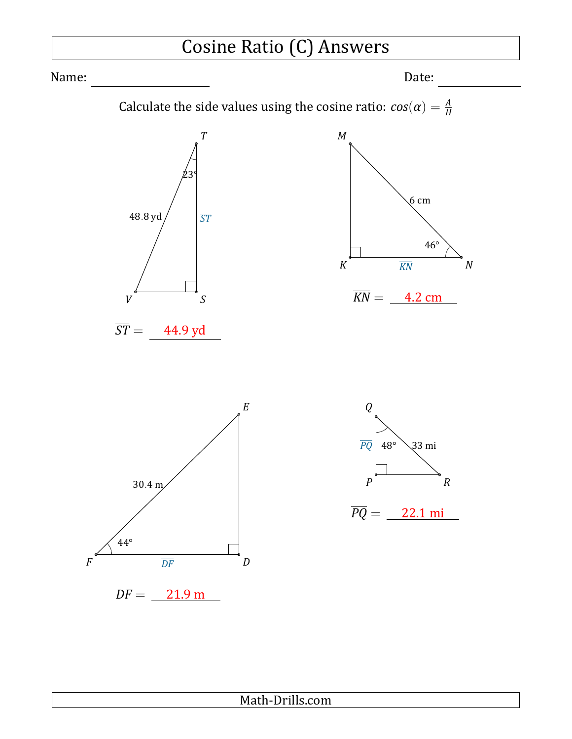# Cosine Ratio (C) Answers

Name: ____________________ Date: ____________

Calculate the side values using the cosine ratio: $cos(\alpha) = \frac{A}{H}$

Triangle $TSV$: $\angle T = 23°$, $\overline{TV} = 48.8$ yd, right angle at $S$.

$\overline{ST} =$ 44.9 yd

Triangle $MKN$: $\angle N = 46°$, $\overline{MN} = 6$ cm, right angle at $K$.

$\overline{KN} =$ 4.2 cm

Triangle $EDF$: $\angle F = 44°$, $\overline{EF} = 30.4$ m, right angle at $D$.

$\overline{DF} =$ 21.9 m

Triangle $QPR$: $\angle Q = 48°$, $\overline{QR} = 33$ mi, right angle at $P$.

$\overline{PQ} =$ 22.1 mi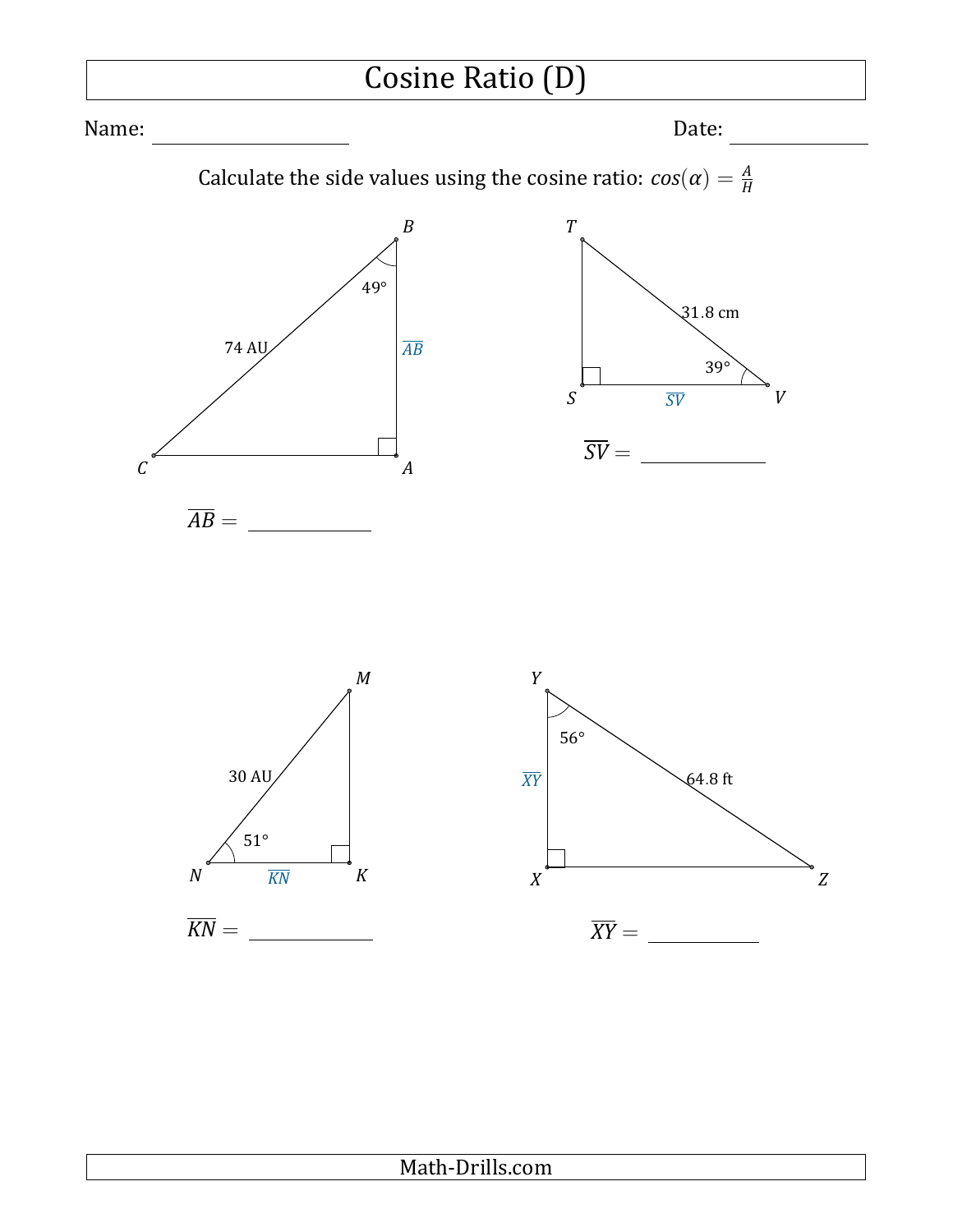# Cosine Ratio (D)

Name: ____________________ Date: ____________

Calculate the side values using the cosine ratio: $cos(\alpha) = \frac{A}{H}$

$B$, $A$, $C$; $49°$; 74 AU; $\overline{AB}$

$\overline{AB} =$ ____________

$T$, $S$, $V$; 31.8 cm; $39°$; $\overline{SV}$

$\overline{SV} =$ ____________

$M$, $N$, $K$; 30 AU; $51°$; $\overline{KN}$

$\overline{KN} =$ ____________

$Y$, $X$, $Z$; $56°$; 64.8 ft; $\overline{XY}$

$\overline{XY} =$ ____________

Math-Drills.com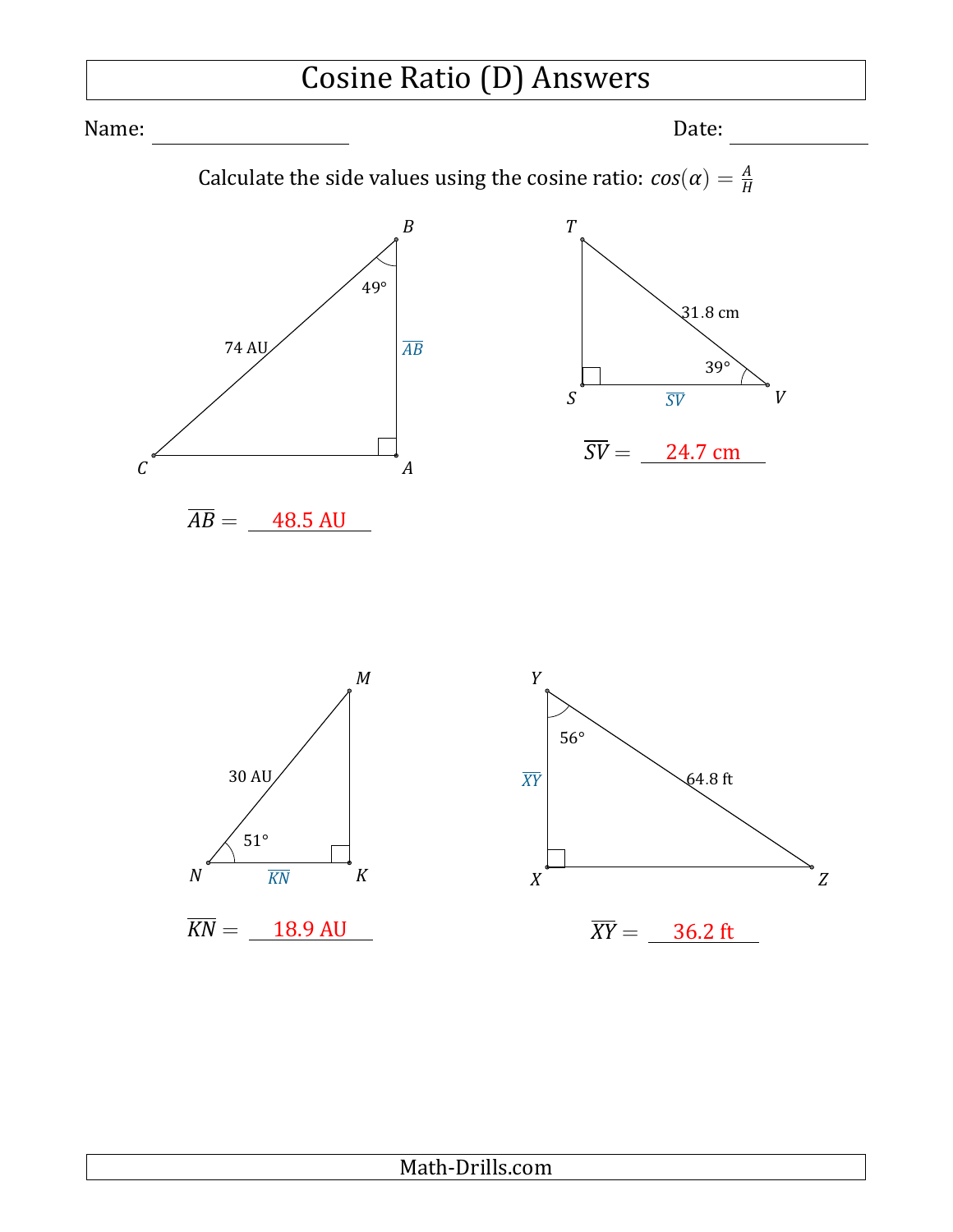# Cosine Ratio (D) Answers

Name: ____________________ Date: ____________

Calculate the side values using the cosine ratio: $cos(\alpha) = \frac{A}{H}$

$\overline{AB} =$ 48.5 AU

$\overline{SV} =$ 24.7 cm

$\overline{KN} =$ 18.9 AU

$\overline{XY} =$ 36.2 ft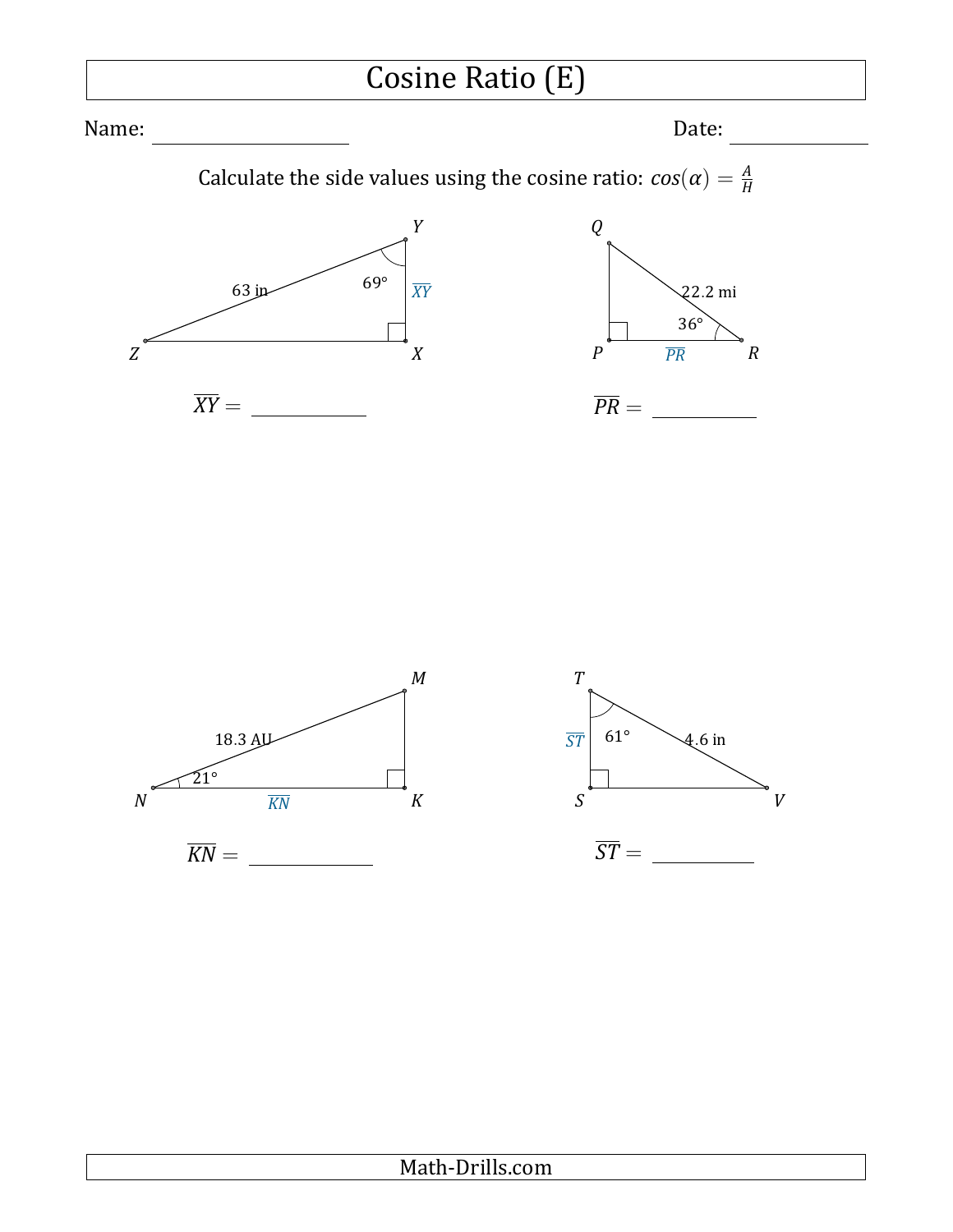# Cosine Ratio (E)

Name: ____________________ Date: ____________

Calculate the side values using the cosine ratio: $cos(\alpha) = \frac{A}{H}$

Y, 69°, 63 in, $\overline{XY}$, Z, X

$\overline{XY} =$ __________

Q, 22.2 mi, 36°, P, $\overline{PR}$, R

$\overline{PR} =$ __________

M, 18.3 AU, 21°, N, $\overline{KN}$, K

$\overline{KN} =$ __________

T, $\overline{ST}$, 61°, 4.6 in, S, V

$\overline{ST} =$ __________

Math-Drills.com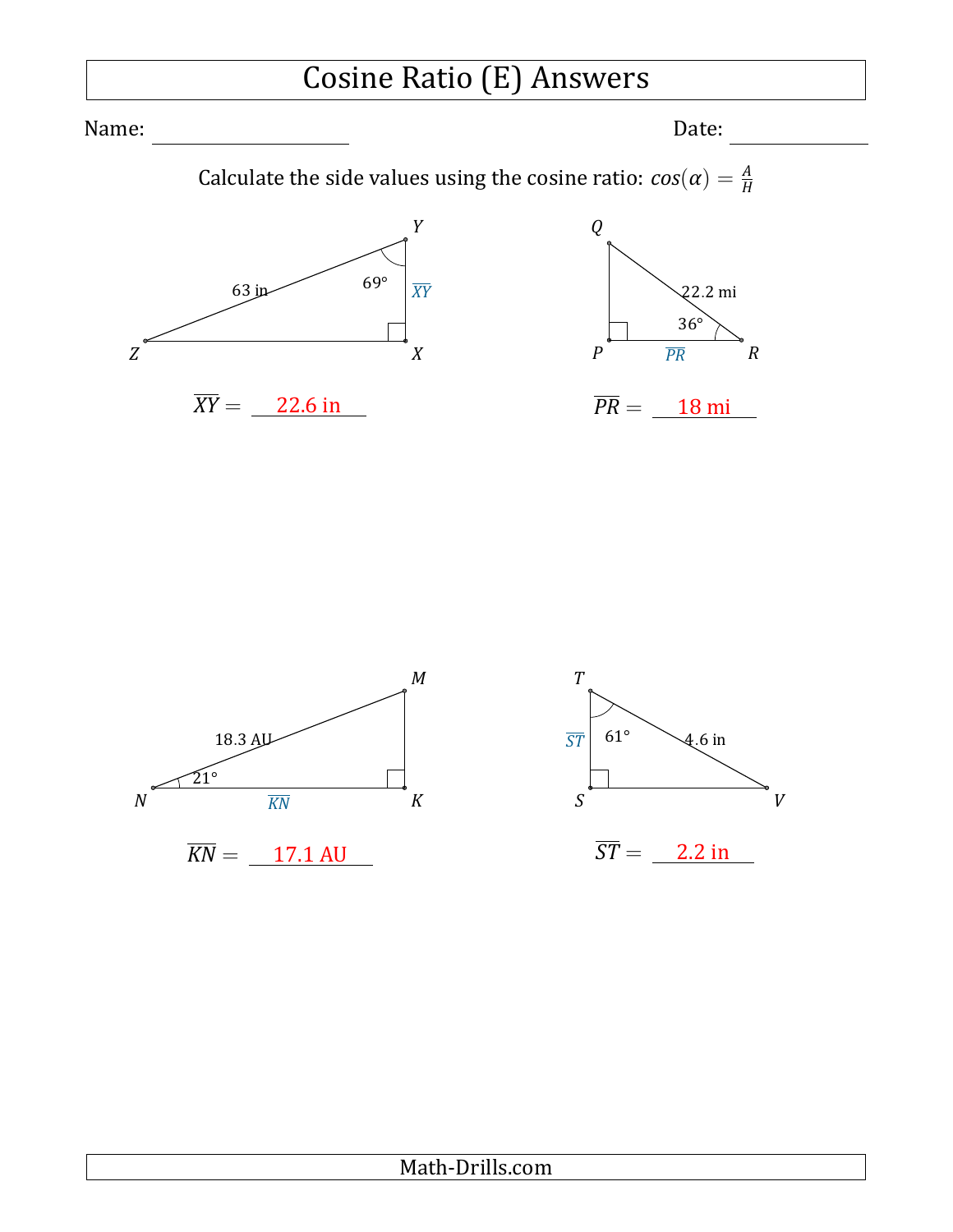# Cosine Ratio (E) Answers

Name: \_\_\_\_\_\_\_\_\_\_\_\_\_\_\_\_\_\_\_\_ Date: \_\_\_\_\_\_\_\_\_\_\_\_\_\_

Calculate the side values using the cosine ratio: $cos(\alpha) = \frac{A}{H}$

Y, Z, X; 63 in; 69°; $\overline{XY}$

$\overline{XY} =$ 22.6 in

Q, P, R; 22.2 mi; 36°; $\overline{PR}$

$\overline{PR} =$ 18 mi

M, N, K; 18.3 AU; 21°; $\overline{KN}$

$\overline{KN} =$ 17.1 AU

T, S, V; 4.6 in; 61°; $\overline{ST}$

$\overline{ST} =$ 2.2 in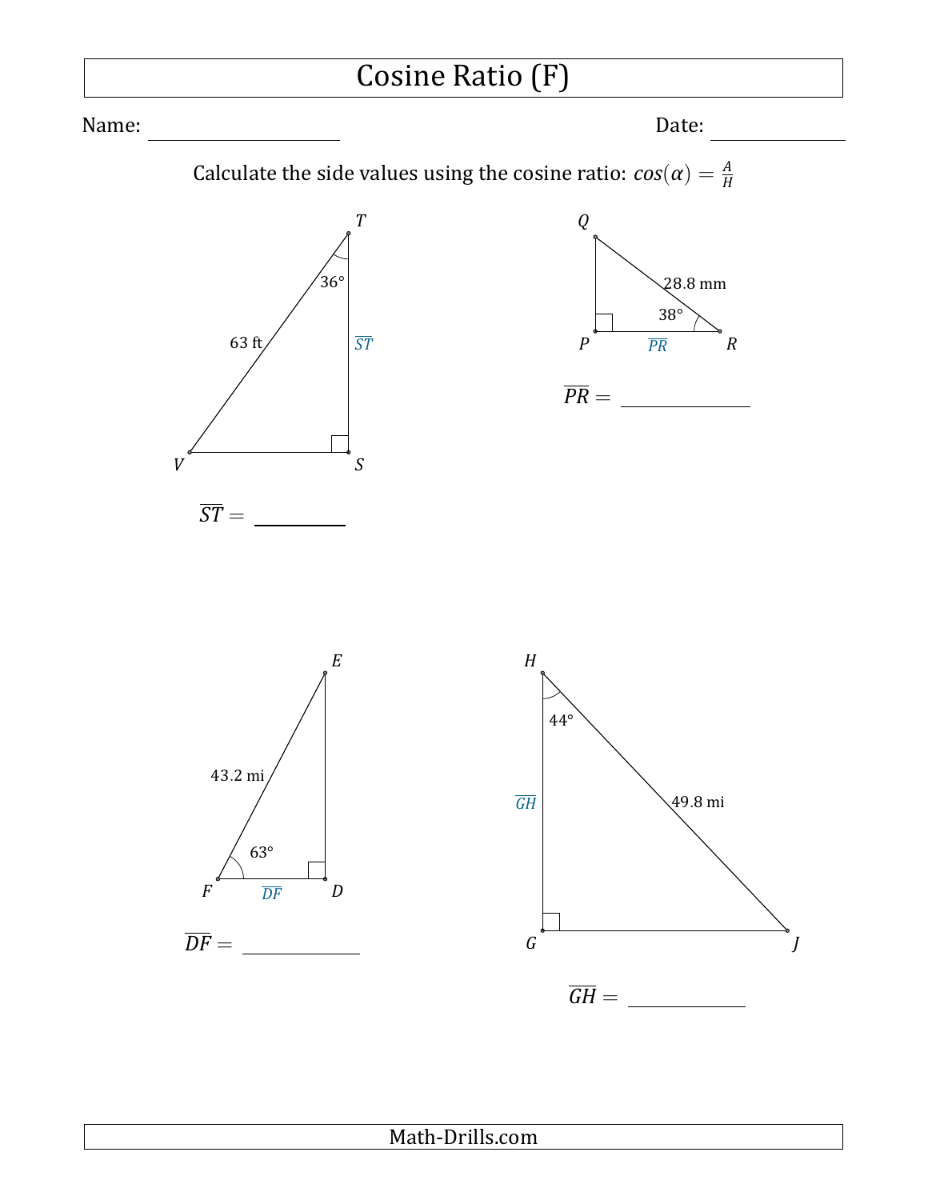# Cosine Ratio (F)

Name: ____________________ Date: ______________

Calculate the side values using the cosine ratio: $cos(\alpha) = \frac{A}{H}$

T, 36°, 63 ft, $\overline{ST}$, V, S

$\overline{ST} =$ ________

Q, 28.8 mm, 38°, P, $\overline{PR}$, R

$\overline{PR} =$ ____________

E, 43.2 mi, 63°, F, $\overline{DF}$, D

$\overline{DF} =$ ____________

H, 44°, $\overline{GH}$, 49.8 mi, G, J

$\overline{GH} =$ ____________

Math-Drills.com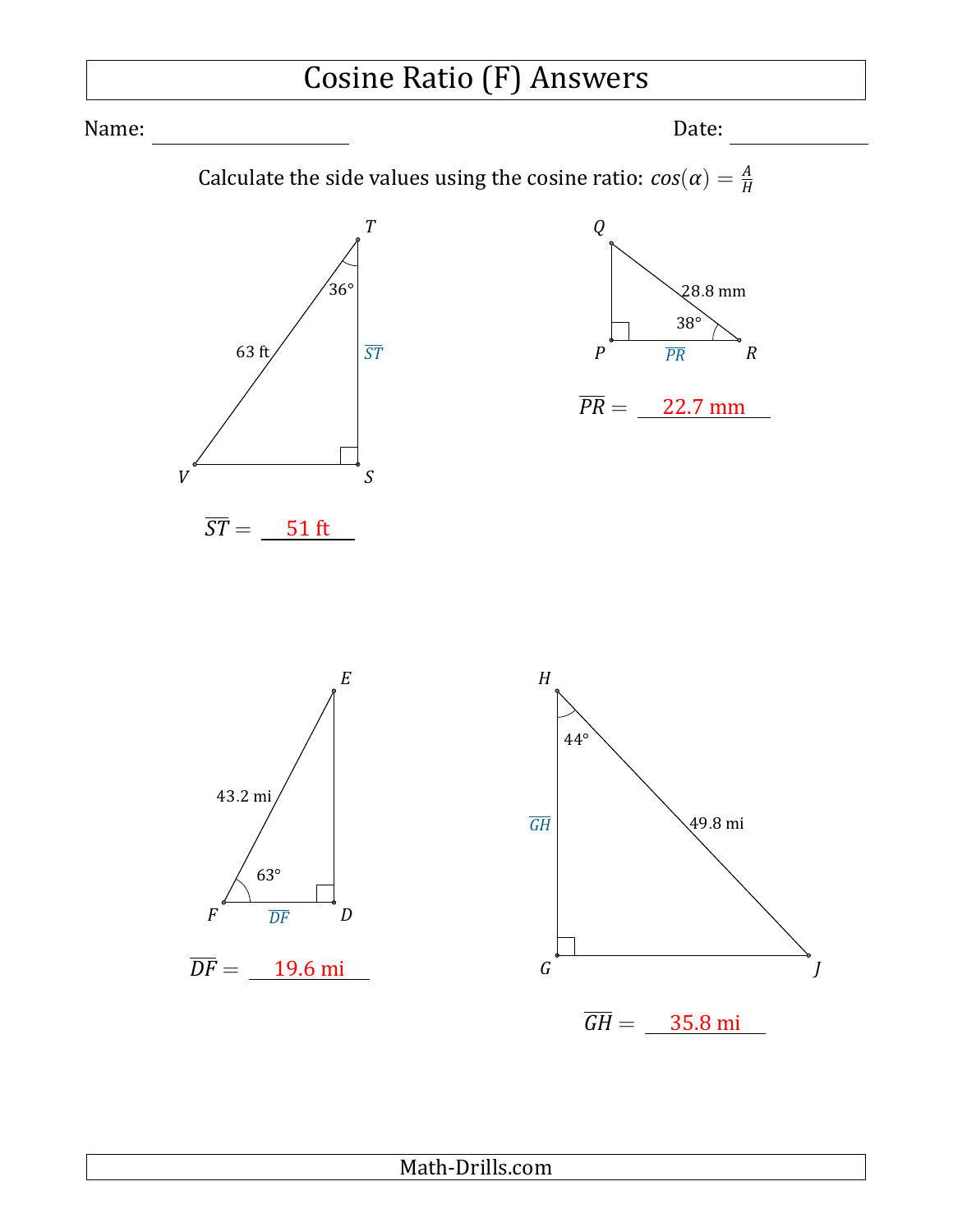# Cosine Ratio (F) Answers

Name: ____________________ Date: ______________

Calculate the side values using the cosine ratio: $cos(\alpha) = \frac{A}{H}$

Triangle $TSV$: angle at $T$ = 36°, $TV$ = 63 ft, right angle at $S$.

$\overline{ST} =$ 51 ft

Triangle $QPR$: angle at $R$ = 38°, $QR$ = 28.8 mm, right angle at $P$.

$\overline{PR} =$ 22.7 mm

Triangle $EDF$: angle at $F$ = 63°, $EF$ = 43.2 mi, right angle at $D$.

$\overline{DF} =$ 19.6 mi

Triangle $HGJ$: angle at $H$ = 44°, $HJ$ = 49.8 mi, right angle at $G$.

$\overline{GH} =$ 35.8 mi

Math-Drills.com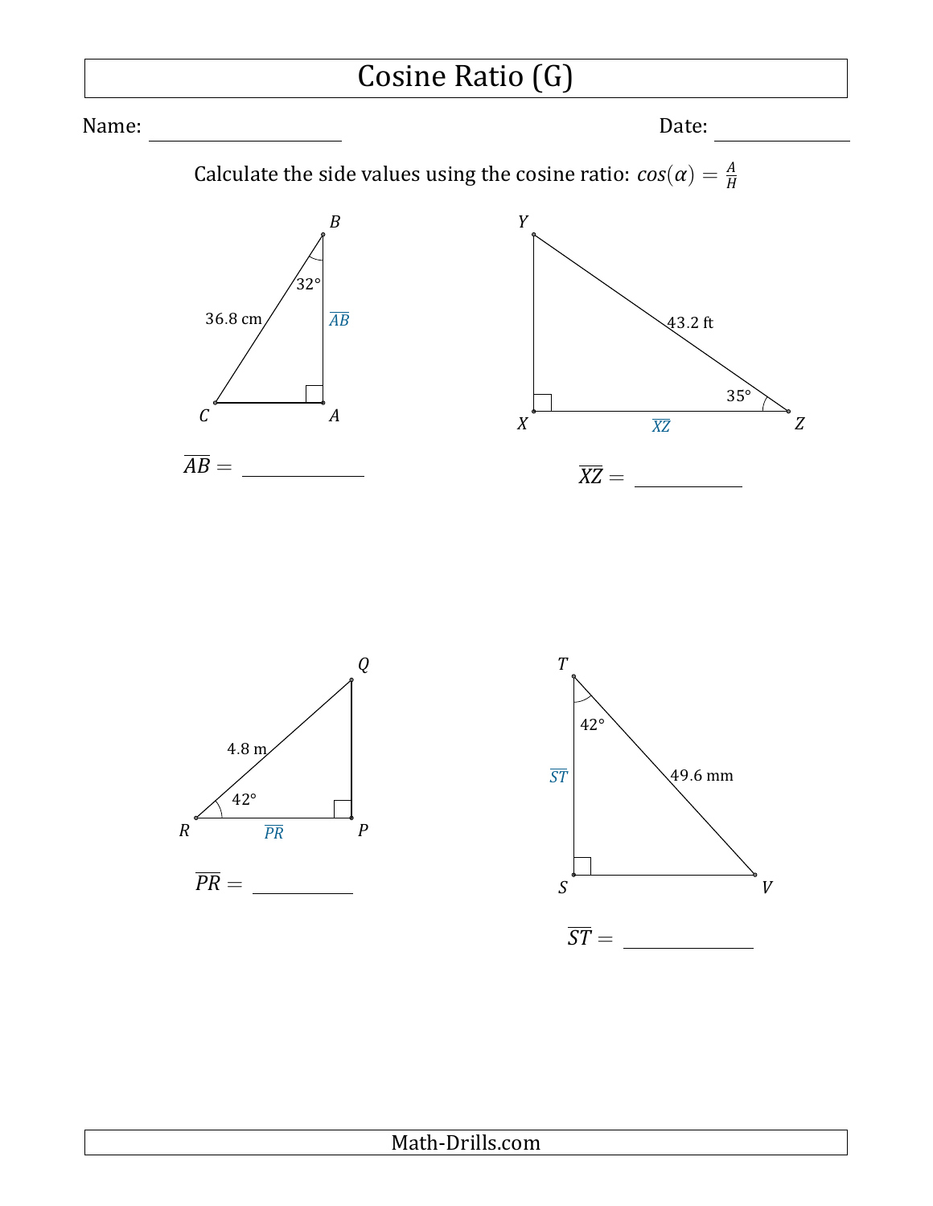# Cosine Ratio (G)

Name: ____________________ Date: ______________

Calculate the side values using the cosine ratio: $cos(\alpha) = \frac{A}{H}$

B, C, A; 32°; 36.8 cm; $\overline{AB}$

$\overline{AB} =$ ____________

Y, X, Z; 43.2 ft; 35°; $\overline{XZ}$

$\overline{XZ} =$ ___________

Q, R, P; 4.8 m; 42°; $\overline{PR}$

$\overline{PR} =$ __________

T, S, V; 42°; 49.6 mm; $\overline{ST}$

$\overline{ST} =$ _____________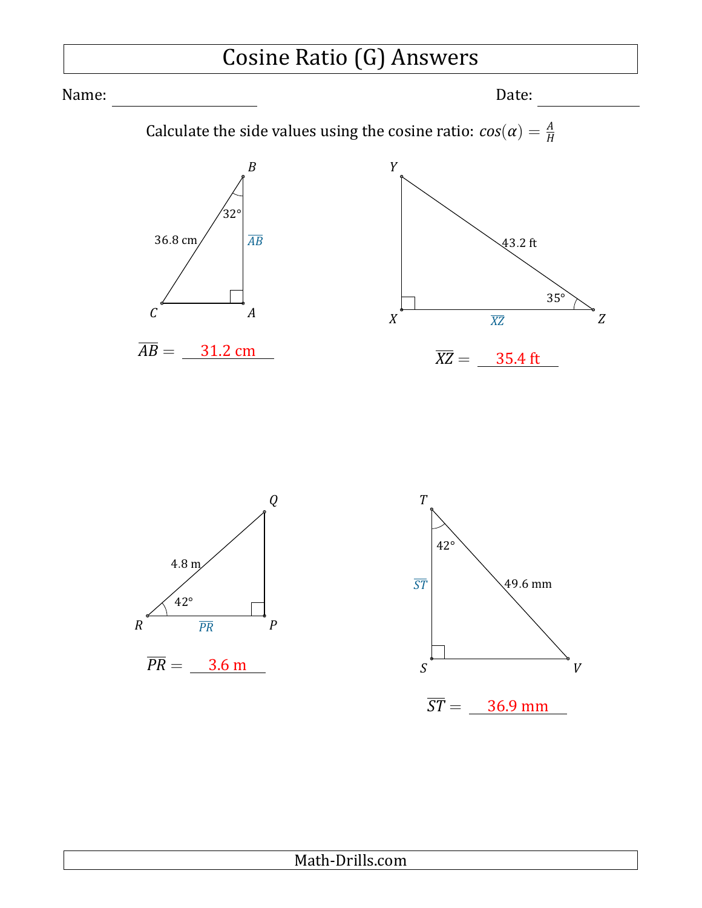# Cosine Ratio (G) Answers

Name: \_\_\_\_\_\_\_\_\_\_\_\_\_\_\_\_\_\_ Date: \_\_\_\_\_\_\_\_\_\_\_\_

Calculate the side values using the cosine ratio: $cos(\alpha) = \frac{A}{H}$

Triangle $ABC$: angle at $B$ = 32°, $\overline{CB}$ = 36.8 cm, right angle at $A$

$\overline{AB}$ = 31.2 cm

Triangle $XYZ$: angle at $Z$ = 35°, $\overline{YZ}$ = 43.2 ft, right angle at $X$

$\overline{XZ}$ = 35.4 ft

Triangle $PQR$: angle at $R$ = 42°, $\overline{RQ}$ = 4.8 m, right angle at $P$

$\overline{PR}$ = 3.6 m

Triangle $STV$: angle at $T$ = 42°, $\overline{TV}$ = 49.6 mm, right angle at $S$

$\overline{ST}$ = 36.9 mm

Math-Drills.com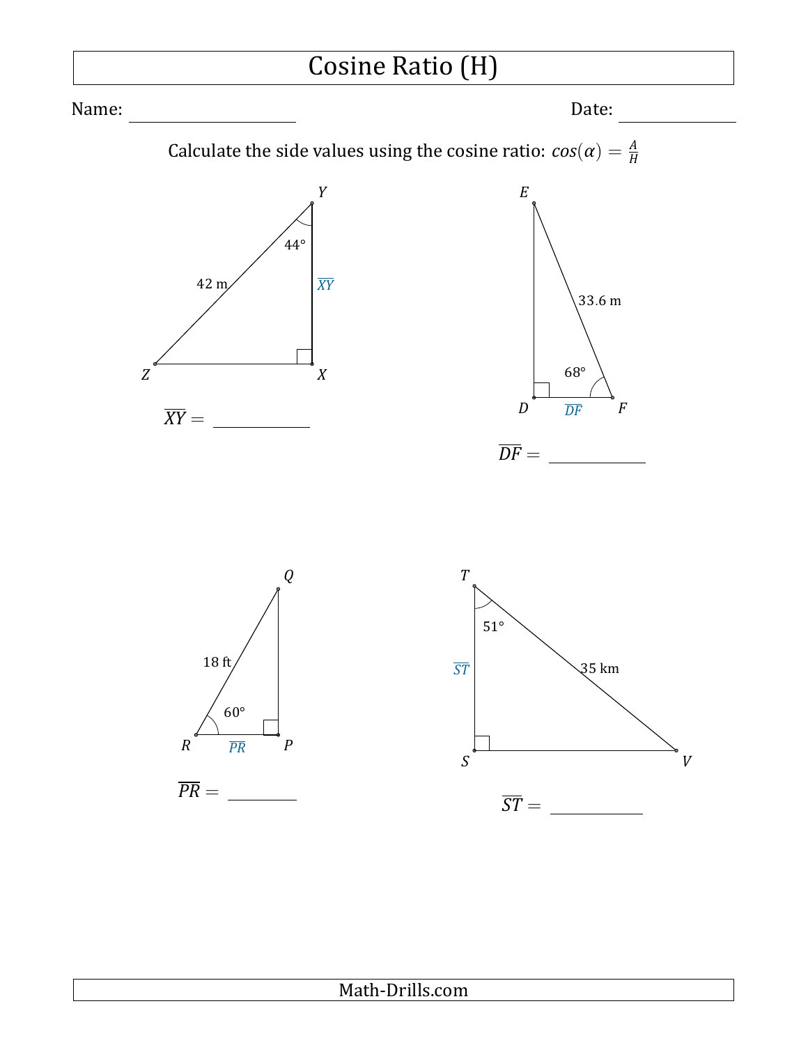# Cosine Ratio (H)

Name: \_\_\_\_\_\_\_\_\_\_\_\_\_\_\_\_\_\_\_\_ Date: \_\_\_\_\_\_\_\_\_\_\_\_\_\_

Calculate the side values using the cosine ratio: $cos(\alpha) = \frac{A}{H}$

Y, 44°, 42 m, $\overline{XY}$, Z, X

$\overline{XY}$ = \_\_\_\_\_\_\_\_\_\_\_\_

E, 33.6 m, 68°, D, $\overline{DF}$, F

$\overline{DF}$ = \_\_\_\_\_\_\_\_\_\_\_\_

Q, 18 ft, 60°, R, $\overline{PR}$, P

$\overline{PR}$ = \_\_\_\_\_\_\_\_\_\_

T, 51°, $\overline{ST}$, 35 km, S, V

$\overline{ST}$ = \_\_\_\_\_\_\_\_\_\_\_\_

Math-Drills.com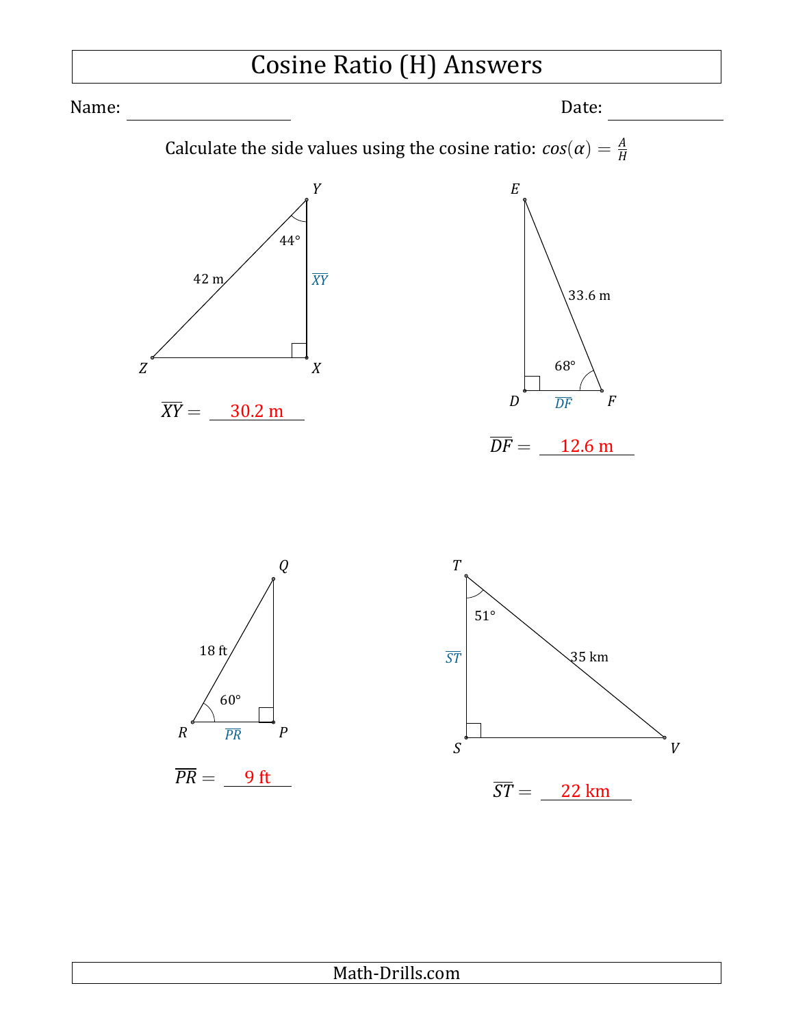# Cosine Ratio (H) Answers

Name: ____________________ Date: ____________

Calculate the side values using the cosine ratio: $cos(\alpha) = \frac{A}{H}$

Y, 44°, 42 m, $\overline{XY}$, Z, X

$\overline{XY} =$ 30.2 m

E, 33.6 m, 68°, D, $\overline{DF}$, F

$\overline{DF} =$ 12.6 m

Q, 18 ft, 60°, R, $\overline{PR}$, P

$\overline{PR} =$ 9 ft

T, 51°, $\overline{ST}$, 35 km, S, V

$\overline{ST} =$ 22 km

Math-Drills.com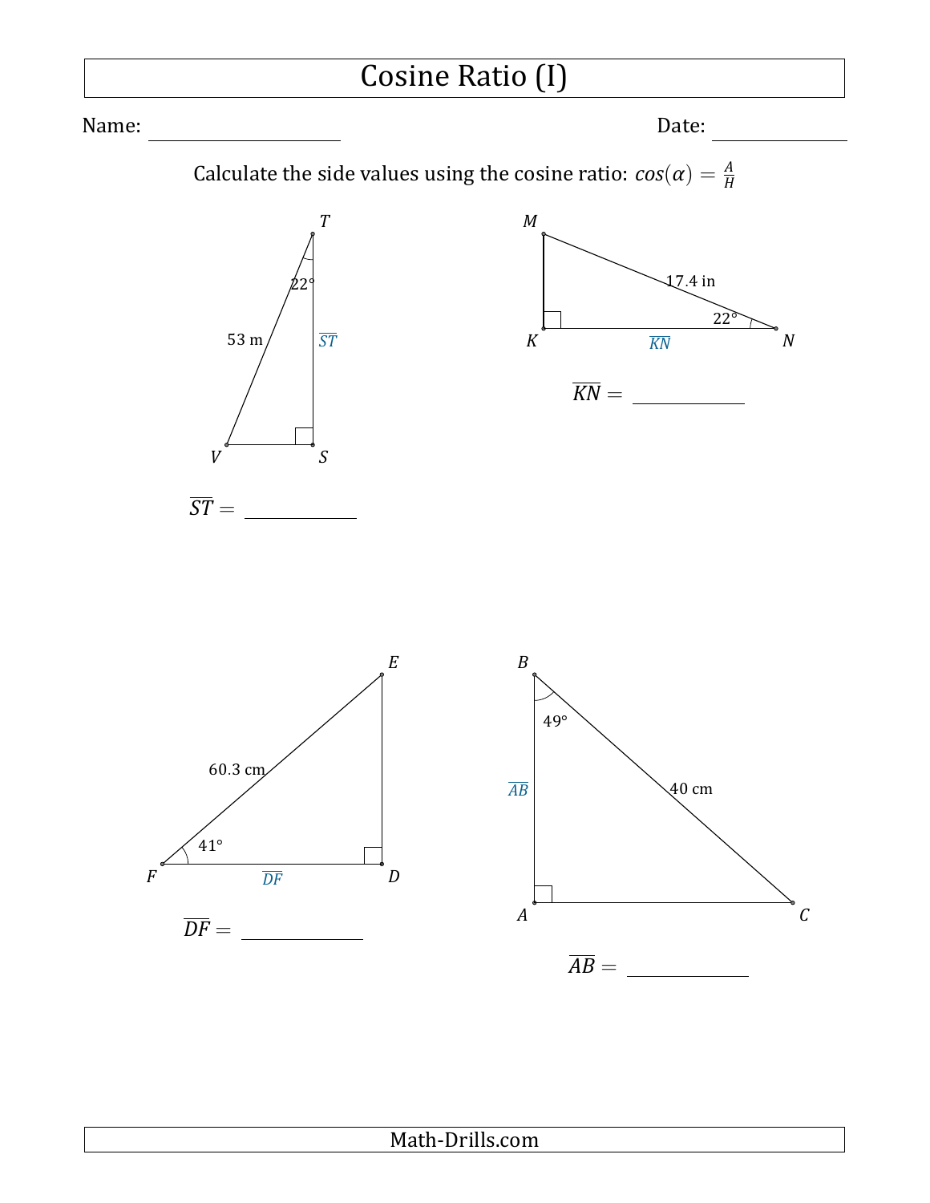# Cosine Ratio (I)

Name: ____________________ Date: ____________

Calculate the side values using the cosine ratio: $cos(\alpha) = \frac{A}{H}$

T, S, V — 53 m, 22°, $\overline{ST}$

$\overline{ST} =$ ____________

M, K, N — 17.4 in, 22°, $\overline{KN}$

$\overline{KN} =$ ____________

E, F, D — 60.3 cm, 41°, $\overline{DF}$

$\overline{DF} =$ ____________

B, A, C — 40 cm, 49°, $\overline{AB}$

$\overline{AB} =$ ____________

Math-Drills.com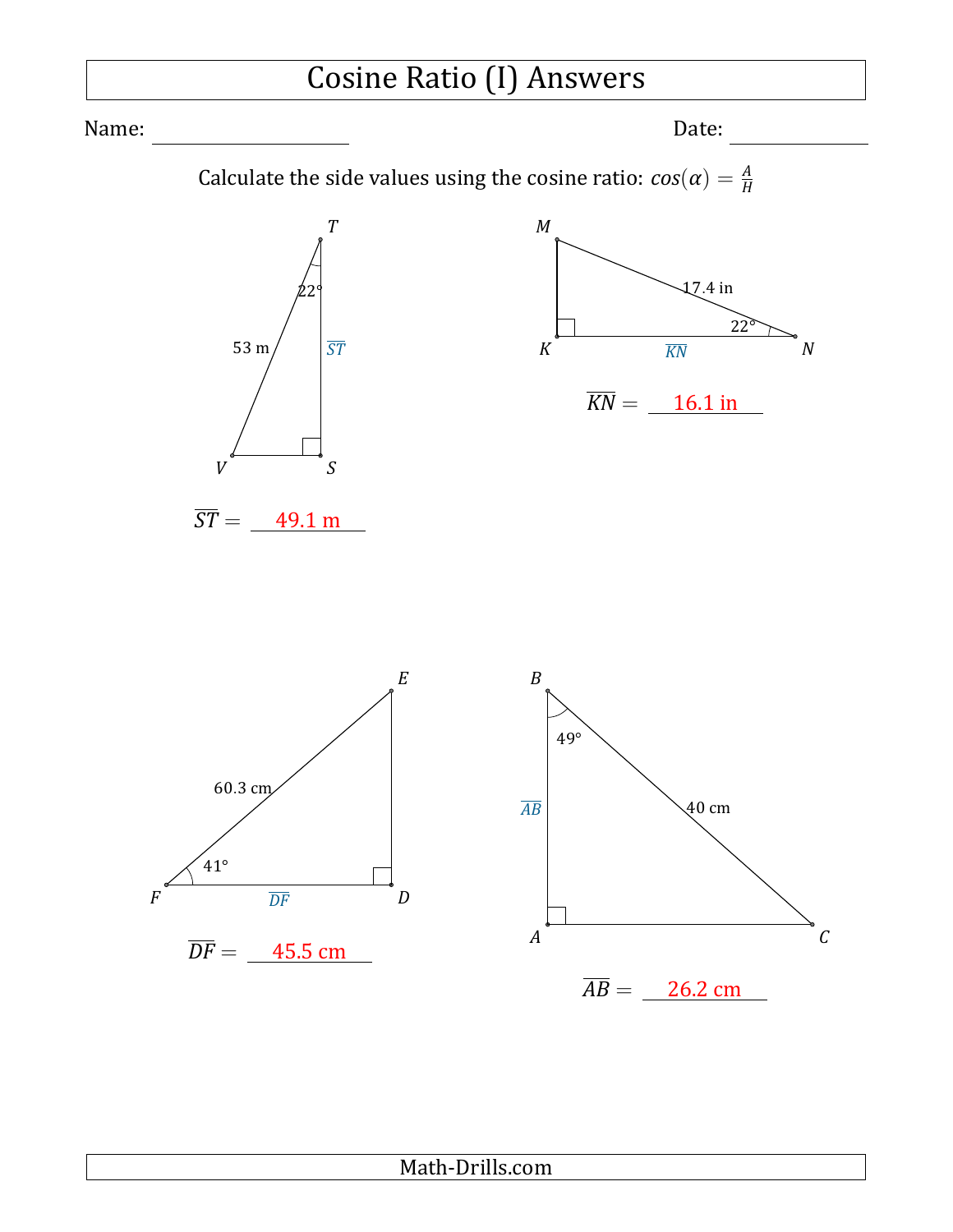# Cosine Ratio (I) Answers

Name: ____________________ Date: ____________

Calculate the side values using the cosine ratio: $cos(\alpha) = \frac{A}{H}$

T, 22°, 53 m, $\overline{ST}$, V, S

$\overline{ST}$ = 49.1 m

M, 17.4 in, 22°, K, $\overline{KN}$, N

$\overline{KN}$ = 16.1 in

E, 60.3 cm, 41°, F, $\overline{DF}$, D

$\overline{DF}$ = 45.5 cm

B, 49°, $\overline{AB}$, 40 cm, A, C

$\overline{AB}$ = 26.2 cm

Math-Drills.com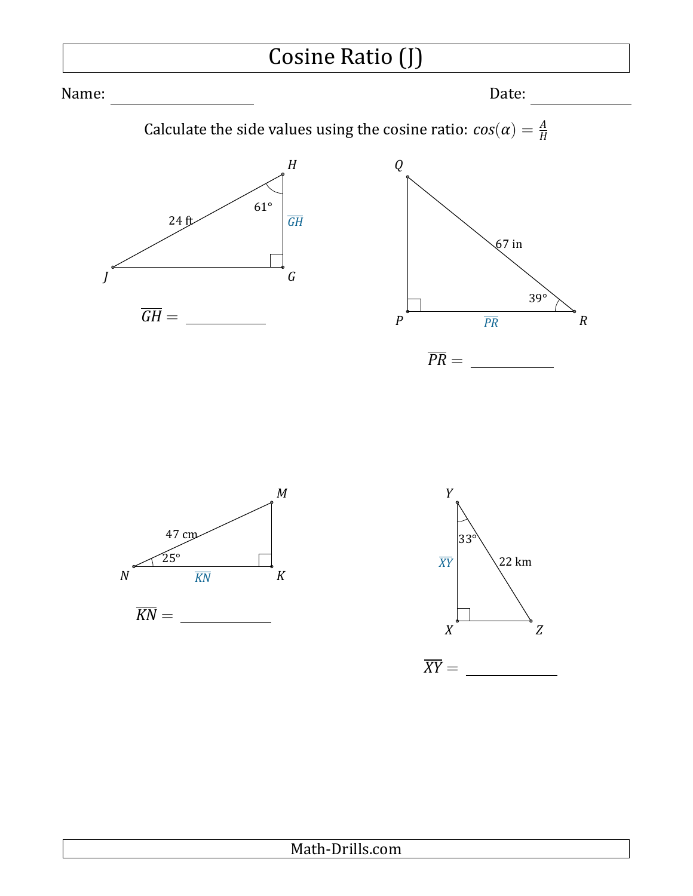# Cosine Ratio (J)

Name: ____________________ Date: ____________

Calculate the side values using the cosine ratio: $cos(\alpha) = \frac{A}{H}$

$H$, $J$, $G$ — 24 ft, 61°, $\overline{GH}$

$\overline{GH} =$ __________

$Q$, $P$, $R$ — 67 in, 39°, $\overline{PR}$

$\overline{PR} =$ __________

$M$, $N$, $K$ — 47 cm, 25°, $\overline{KN}$

$\overline{KN} =$ __________

$Y$, $X$, $Z$ — 33°, 22 km, $\overline{XY}$

$\overline{XY} =$ __________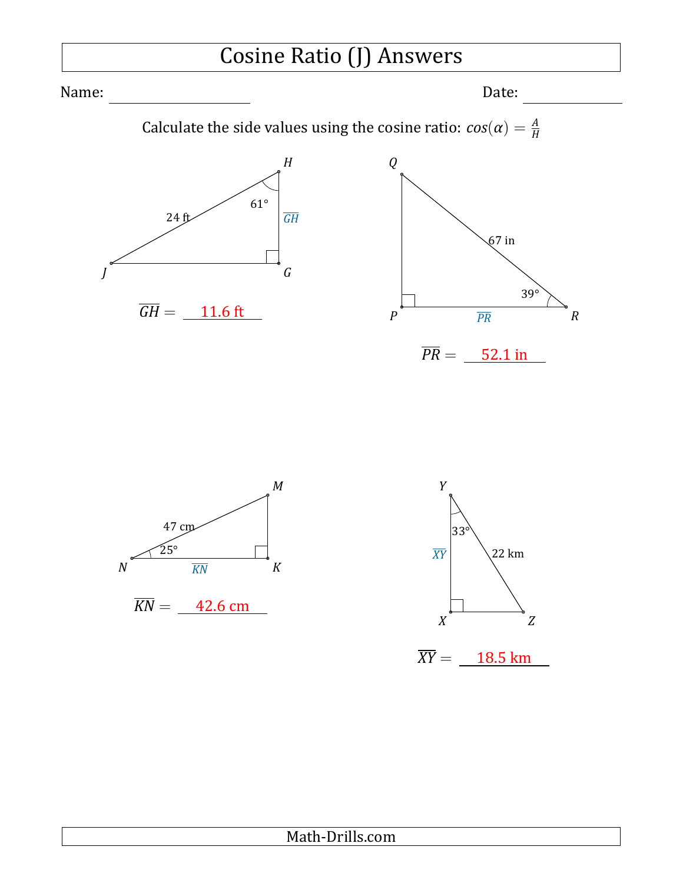# Cosine Ratio (J) Answers

Name: ______________ Date: ______________

Calculate the side values using the cosine ratio: $cos(\alpha) = \frac{A}{H}$

H
61°
24 ft
$\overline{GH}$
J
G

$\overline{GH} =$ 11.6 ft

Q
67 in
39°
P
$\overline{PR}$
R

$\overline{PR} =$ 52.1 in

M
47 cm
25°
N
$\overline{KN}$
K

$\overline{KN} =$ 42.6 cm

Y
33°
$\overline{XY}$
22 km
X
Z

$\overline{XY} =$ 18.5 km